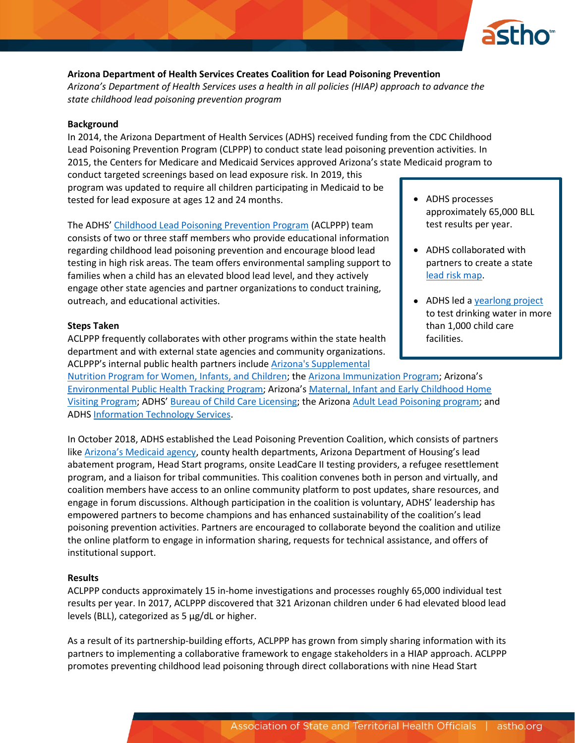**Arizona Department of Health Services Creates Coalition for Lead Poisoning Prevention**

*Arizona's Department of Health Services uses a health in all policies (HIAP) approach to advance the state childhood lead poisoning prevention program*

**Background**

In 2014, the Arizona Department of Health Services (ADHS) received funding from the CDC Childhood Lead Poisoning Prevention Program (CLPPP) to conduct state lead poisoning prevention activities. In 2015, the Centers for Medicare and Medicaid Services approved Arizona's state Medicaid program to conduct targeted screenings based on lead exposure risk. In 2019, this program was updated to require all children participating in Medicaid to be tested for lead exposure at ages 12 and 24 months.

> - ADHS processes approximately 65,000 BLL test results per year.
> - ADHS collaborated with partners to create a state lead risk map.
> - ADHS led a yearlong project to test drinking water in more than 1,000 child care facilities.

The ADHS' Childhood Lead Poisoning Prevention Program (ACLPPP) team consists of two or three staff members who provide educational information regarding childhood lead poisoning prevention and encourage blood lead testing in high risk areas. The team offers environmental sampling support to families when a child has an elevated blood lead level, and they actively engage other state agencies and partner organizations to conduct training, outreach, and educational activities.

**Steps Taken**

ACLPPP frequently collaborates with other programs within the state health department and with external state agencies and community organizations. ACLPPP's internal public health partners include Arizona's Supplemental Nutrition Program for Women, Infants, and Children; the Arizona Immunization Program; Arizona's Environmental Public Health Tracking Program; Arizona's Maternal, Infant and Early Childhood Home Visiting Program; ADHS' Bureau of Child Care Licensing; the Arizona Adult Lead Poisoning program; and ADHS Information Technology Services.

In October 2018, ADHS established the Lead Poisoning Prevention Coalition, which consists of partners like Arizona's Medicaid agency, county health departments, Arizona Department of Housing's lead abatement program, Head Start programs, onsite LeadCare II testing providers, a refugee resettlement program, and a liaison for tribal communities. This coalition convenes both in person and virtually, and coalition members have access to an online community platform to post updates, share resources, and engage in forum discussions. Although participation in the coalition is voluntary, ADHS' leadership has empowered partners to become champions and has enhanced sustainability of the coalition's lead poisoning prevention activities. Partners are encouraged to collaborate beyond the coalition and utilize the online platform to engage in information sharing, requests for technical assistance, and offers of institutional support.

**Results**

ACLPPP conducts approximately 15 in-home investigations and processes roughly 65,000 individual test results per year. In 2017, ACLPPP discovered that 321 Arizonan children under 6 had elevated blood lead levels (BLL), categorized as 5 µg/dL or higher.

As a result of its partnership-building efforts, ACLPPP has grown from simply sharing information with its partners to implementing a collaborative framework to engage stakeholders in a HIAP approach. ACLPPP promotes preventing childhood lead poisoning through direct collaborations with nine Head Start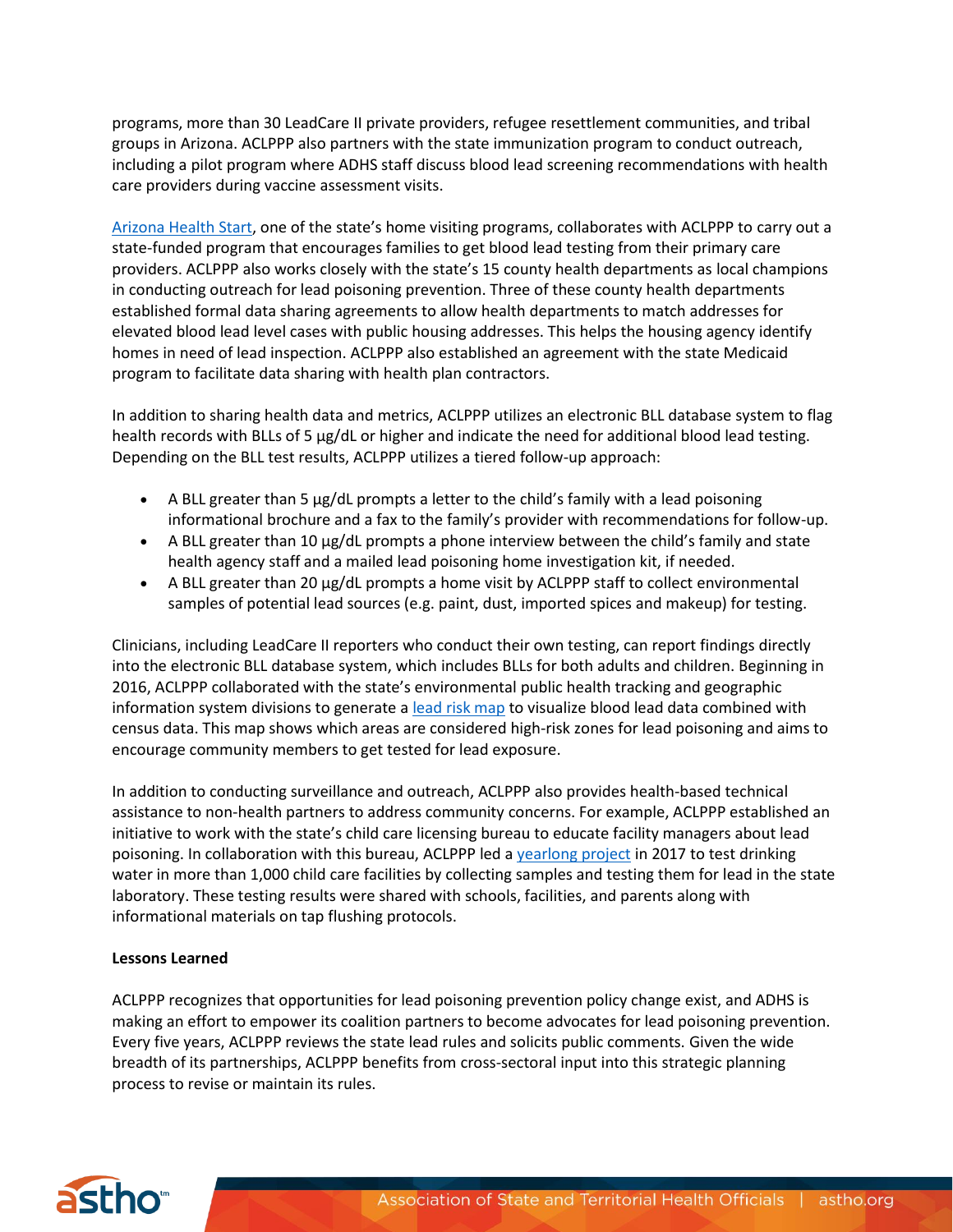programs, more than 30 LeadCare II private providers, refugee resettlement communities, and tribal groups in Arizona. ACLPPP also partners with the state immunization program to conduct outreach, including a pilot program where ADHS staff discuss blood lead screening recommendations with health care providers during vaccine assessment visits.

Arizona Health Start, one of the state's home visiting programs, collaborates with ACLPPP to carry out a state-funded program that encourages families to get blood lead testing from their primary care providers. ACLPPP also works closely with the state's 15 county health departments as local champions in conducting outreach for lead poisoning prevention. Three of these county health departments established formal data sharing agreements to allow health departments to match addresses for elevated blood lead level cases with public housing addresses. This helps the housing agency identify homes in need of lead inspection. ACLPPP also established an agreement with the state Medicaid program to facilitate data sharing with health plan contractors.

In addition to sharing health data and metrics, ACLPPP utilizes an electronic BLL database system to flag health records with BLLs of 5 µg/dL or higher and indicate the need for additional blood lead testing. Depending on the BLL test results, ACLPPP utilizes a tiered follow-up approach:

- A BLL greater than 5 µg/dL prompts a letter to the child's family with a lead poisoning informational brochure and a fax to the family's provider with recommendations for follow-up.
- A BLL greater than 10 µg/dL prompts a phone interview between the child's family and state health agency staff and a mailed lead poisoning home investigation kit, if needed.
- A BLL greater than 20 µg/dL prompts a home visit by ACLPPP staff to collect environmental samples of potential lead sources (e.g. paint, dust, imported spices and makeup) for testing.

Clinicians, including LeadCare II reporters who conduct their own testing, can report findings directly into the electronic BLL database system, which includes BLLs for both adults and children. Beginning in 2016, ACLPPP collaborated with the state's environmental public health tracking and geographic information system divisions to generate a lead risk map to visualize blood lead data combined with census data. This map shows which areas are considered high-risk zones for lead poisoning and aims to encourage community members to get tested for lead exposure.

In addition to conducting surveillance and outreach, ACLPPP also provides health-based technical assistance to non-health partners to address community concerns. For example, ACLPPP established an initiative to work with the state's child care licensing bureau to educate facility managers about lead poisoning. In collaboration with this bureau, ACLPPP led a yearlong project in 2017 to test drinking water in more than 1,000 child care facilities by collecting samples and testing them for lead in the state laboratory. These testing results were shared with schools, facilities, and parents along with informational materials on tap flushing protocols.

**Lessons Learned**

ACLPPP recognizes that opportunities for lead poisoning prevention policy change exist, and ADHS is making an effort to empower its coalition partners to become advocates for lead poisoning prevention. Every five years, ACLPPP reviews the state lead rules and solicits public comments. Given the wide breadth of its partnerships, ACLPPP benefits from cross-sectoral input into this strategic planning process to revise or maintain its rules.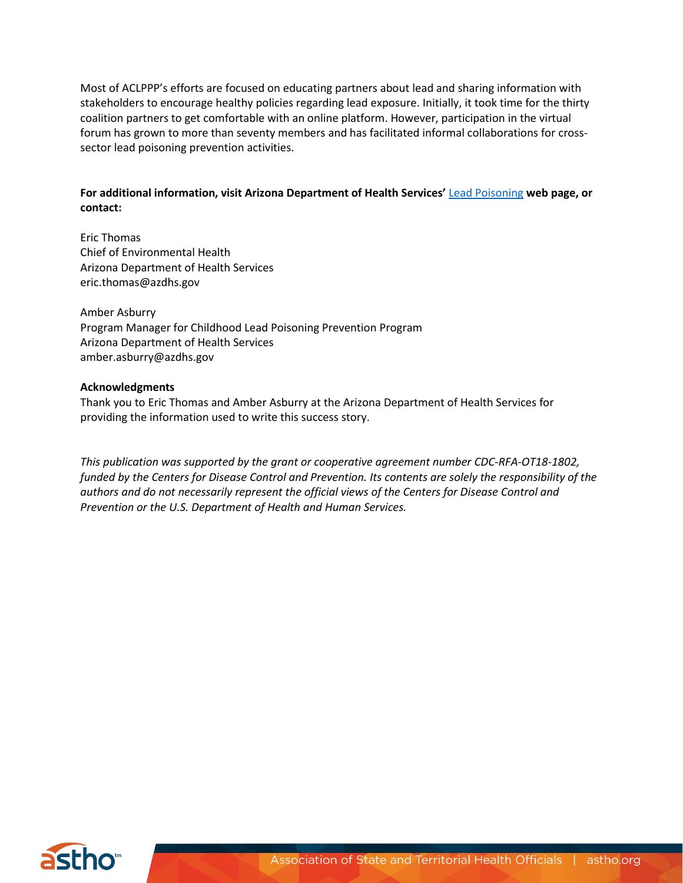Most of ACLPPP's efforts are focused on educating partners about lead and sharing information with stakeholders to encourage healthy policies regarding lead exposure. Initially, it took time for the thirty coalition partners to get comfortable with an online platform. However, participation in the virtual forum has grown to more than seventy members and has facilitated informal collaborations for cross-sector lead poisoning prevention activities.

**For additional information, visit Arizona Department of Health Services'** Lead Poisoning **web page, or contact:**

Eric Thomas
Chief of Environmental Health
Arizona Department of Health Services
eric.thomas@azdhs.gov

Amber Asburry
Program Manager for Childhood Lead Poisoning Prevention Program
Arizona Department of Health Services
amber.asburry@azdhs.gov

**Acknowledgments**

Thank you to Eric Thomas and Amber Asburry at the Arizona Department of Health Services for providing the information used to write this success story.

*This publication was supported by the grant or cooperative agreement number CDC-RFA-OT18-1802, funded by the Centers for Disease Control and Prevention. Its contents are solely the responsibility of the authors and do not necessarily represent the official views of the Centers for Disease Control and Prevention or the U.S. Department of Health and Human Services.*